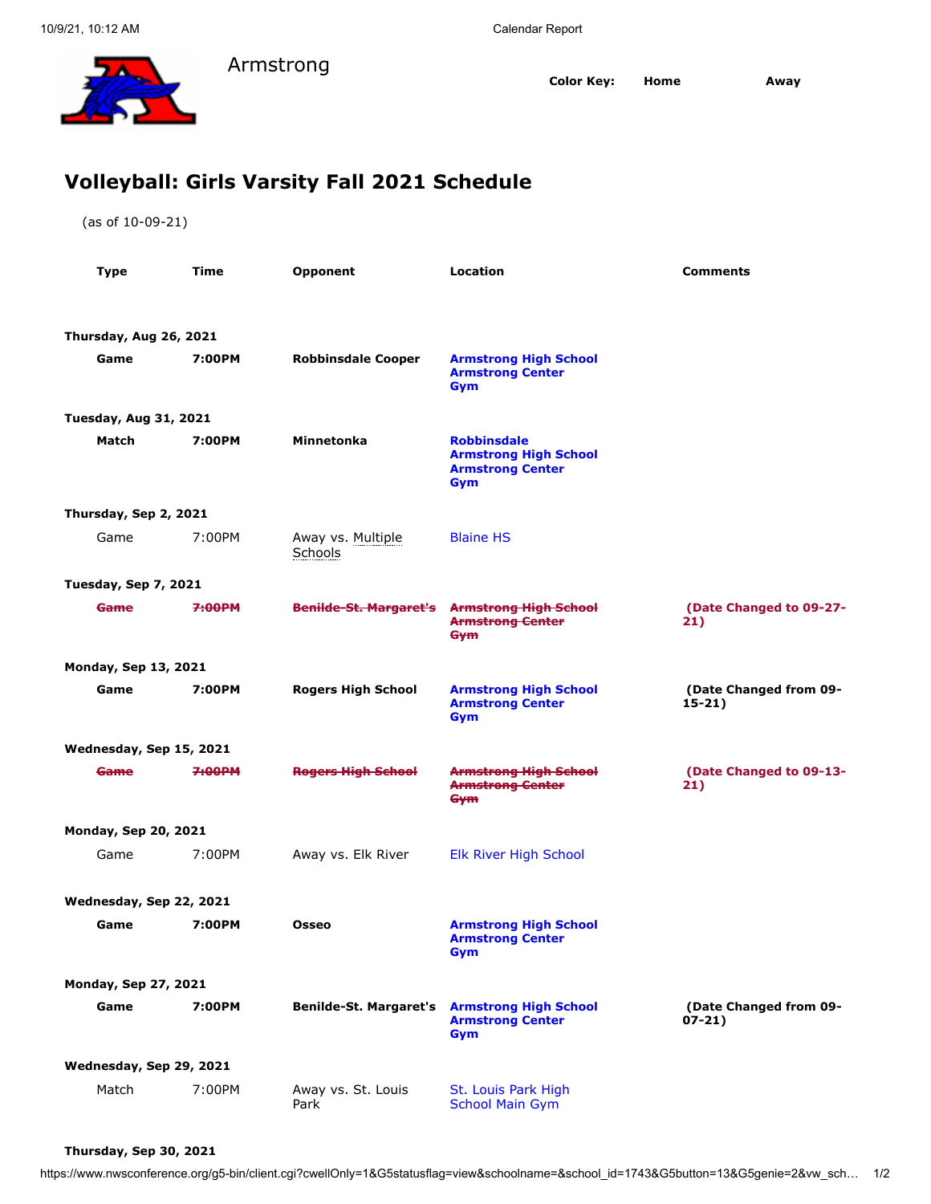Armstrong

**Color Key:** **Home** **Away**

# Volleyball: Girls Varsity Fall 2021 Schedule

(as of 10-09-21)

| Type | Time | Opponent | Location | Comments |
| --- | --- | --- | --- | --- |
| **Thursday, Aug 26, 2021** | | | | |
| **Game** | **7:00PM** | **Robbinsdale Cooper** | **Armstrong High School Armstrong Center Gym** | |
| **Tuesday, Aug 31, 2021** | | | | |
| **Match** | **7:00PM** | **Minnetonka** | **Robbinsdale Armstrong High School Armstrong Center Gym** | |
| **Thursday, Sep 2, 2021** | | | | |
| Game | 7:00PM | Away vs. Multiple Schools | Blaine HS | |
| **Tuesday, Sep 7, 2021** | | | | |
| ~~**Game**~~ | ~~**7:00PM**~~ | ~~**Benilde-St. Margaret's**~~ | ~~**Armstrong High School Armstrong Center Gym**~~ | **(Date Changed to 09-27-21)** |
| **Monday, Sep 13, 2021** | | | | |
| **Game** | **7:00PM** | **Rogers High School** | **Armstrong High School Armstrong Center Gym** | **(Date Changed from 09-15-21)** |
| **Wednesday, Sep 15, 2021** | | | | |
| ~~**Game**~~ | ~~**7:00PM**~~ | ~~**Rogers High School**~~ | ~~**Armstrong High School Armstrong Center Gym**~~ | **(Date Changed to 09-13-21)** |
| **Monday, Sep 20, 2021** | | | | |
| Game | 7:00PM | Away vs. Elk River | Elk River High School | |
| **Wednesday, Sep 22, 2021** | | | | |
| **Game** | **7:00PM** | **Osseo** | **Armstrong High School Armstrong Center Gym** | |
| **Monday, Sep 27, 2021** | | | | |
| **Game** | **7:00PM** | **Benilde-St. Margaret's** | **Armstrong High School Armstrong Center Gym** | **(Date Changed from 09-07-21)** |
| **Wednesday, Sep 29, 2021** | | | | |
| Match | 7:00PM | Away vs. St. Louis Park | St. Louis Park High School Main Gym | |
| **Thursday, Sep 30, 2021** | | | | |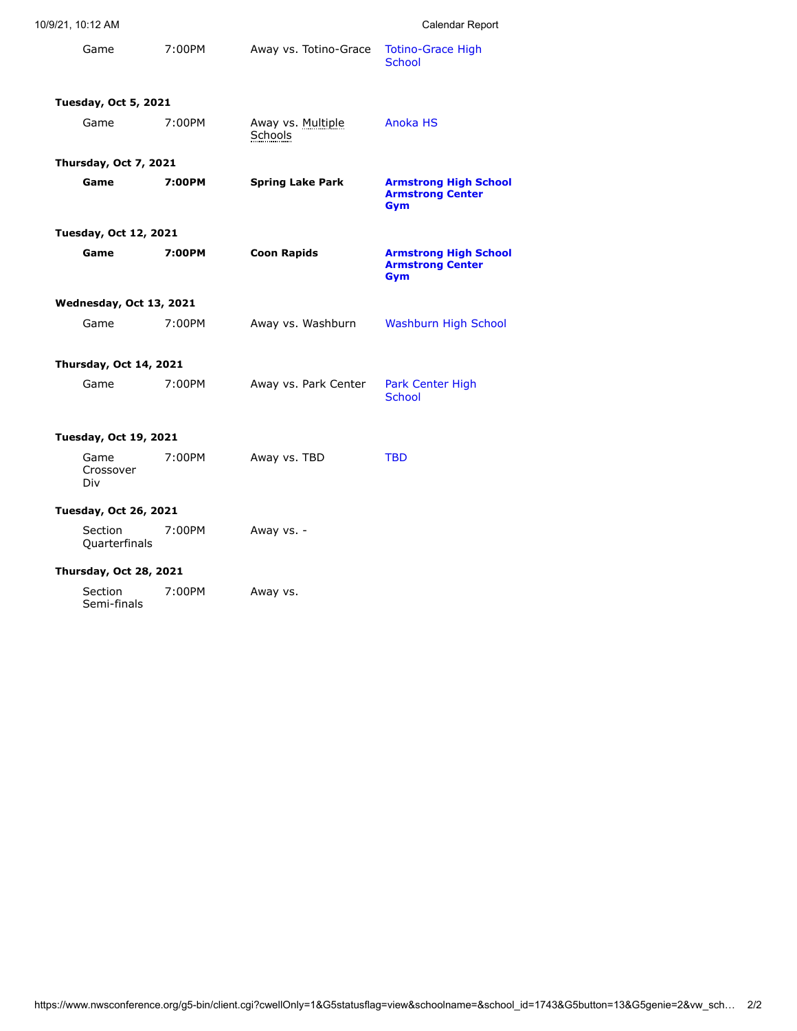| | | | |
|---|---|---|---|
| Game | 7:00PM | Away vs. Totino-Grace | Totino-Grace High School |

**Tuesday, Oct 5, 2021**

| | | | |
|---|---|---|---|
| Game | 7:00PM | Away vs. Multiple Schools | Anoka HS |

**Thursday, Oct 7, 2021**

| | | | |
|---|---|---|---|
| **Game** | **7:00PM** | **Spring Lake Park** | **Armstrong High School Armstrong Center Gym** |

**Tuesday, Oct 12, 2021**

| | | | |
|---|---|---|---|
| **Game** | **7:00PM** | **Coon Rapids** | **Armstrong High School Armstrong Center Gym** |

**Wednesday, Oct 13, 2021**

| | | | |
|---|---|---|---|
| Game | 7:00PM | Away vs. Washburn | Washburn High School |

**Thursday, Oct 14, 2021**

| | | | |
|---|---|---|---|
| Game | 7:00PM | Away vs. Park Center | Park Center High School |

**Tuesday, Oct 19, 2021**

| | | | |
|---|---|---|---|
| Game Crossover Div | 7:00PM | Away vs. TBD | TBD |

**Tuesday, Oct 26, 2021**

| | | | |
|---|---|---|---|
| Section Quarterfinals | 7:00PM | Away vs. - | |

**Thursday, Oct 28, 2021**

| | | | |
|---|---|---|---|
| Section Semi-finals | 7:00PM | Away vs. | |